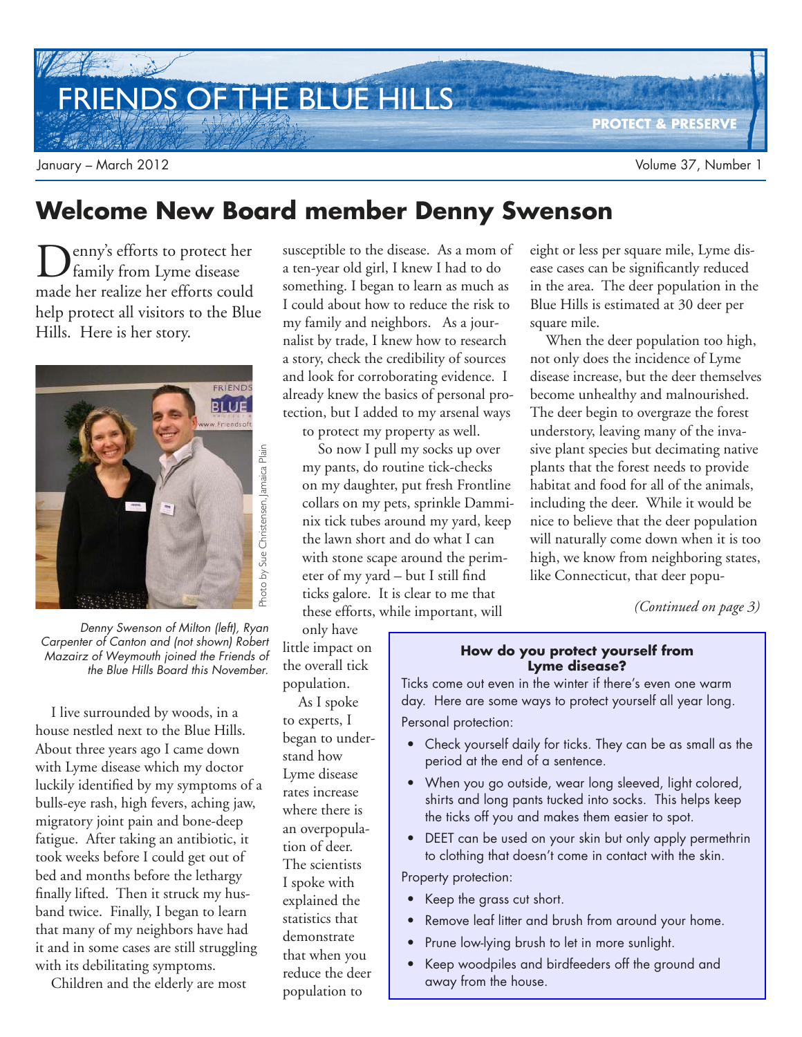# FRIENDS OF THE BLUE HILLS

PROTECT & PRESERVE

January – March 2012

## Welcome New Board member Denny Swenson

Denny's efforts to protect her family from Lyme disease made her realize her efforts could help protect all visitors to the Blue Hills. Here is her story.

Photo by Sue Christensen, Jamaica Plain

*Denny Swenson of Milton (left), Ryan Carpenter of Canton and (not shown) Robert Mazairz of Weymouth joined the Friends of the Blue Hills Board this November.*

I live surrounded by woods, in a house nestled next to the Blue Hills. About three years ago I came down with Lyme disease which my doctor luckily identified by my symptoms of a bulls-eye rash, high fevers, aching jaw, migratory joint pain and bone-deep fatigue. After taking an antibiotic, it took weeks before I could get out of bed and months before the lethargy finally lifted. Then it struck my husband twice. Finally, I began to learn that many of my neighbors have had it and in some cases are still struggling with its debilitating symptoms.

Children and the elderly are most susceptible to the disease. As a mom of a ten-year old girl, I knew I had to do something. I began to learn as much as I could about how to reduce the risk to my family and neighbors. As a journalist by trade, I knew how to research a story, check the credibility of sources and look for corroborating evidence. I already knew the basics of personal protection, but I added to my arsenal ways to protect my property as well.

So now I pull my socks up over my pants, do routine tick-checks on my daughter, put fresh Frontline collars on my pets, sprinkle Damminix tick tubes around my yard, keep the lawn short and do what I can with stone scape around the perimeter of my yard – but I still find ticks galore. It is clear to me that these efforts, while important, will only have little impact on the overall tick population.

As I spoke to experts, I began to understand how Lyme disease rates increase where there is an overpopulation of deer. The scientists I spoke with explained the statistics that demonstrate that when you reduce the deer population to eight or less per square mile, Lyme disease cases can be significantly reduced in the area. The deer population in the Blue Hills is estimated at 30 deer per square mile.

When the deer population too high, not only does the incidence of Lyme disease increase, but the deer themselves become unhealthy and malnourished. The deer begin to overgraze the forest understory, leaving many of the invasive plant species but decimating native plants that the forest needs to provide habitat and food for all of the animals, including the deer. While it would be nice to believe that the deer population will naturally come down when it is too high, we know from neighboring states, like Connecticut, that deer popu-

*(Continued on page 3)*

---

**How do you protect yourself from Lyme disease?**

Ticks come out even in the winter if there's even one warm day. Here are some ways to protect yourself all year long.

Personal protection:

- Check yourself daily for ticks. They can be as small as the period at the end of a sentence.
- When you go outside, wear long sleeved, light colored, shirts and long pants tucked into socks. This helps keep the ticks off you and makes them easier to spot.
- DEET can be used on your skin but only apply permethrin to clothing that doesn't come in contact with the skin.

Property protection:

- Keep the grass cut short.
- Remove leaf litter and brush from around your home.
- Prune low-lying brush to let in more sunlight.
- Keep woodpiles and birdfeeders off the ground and away from the house.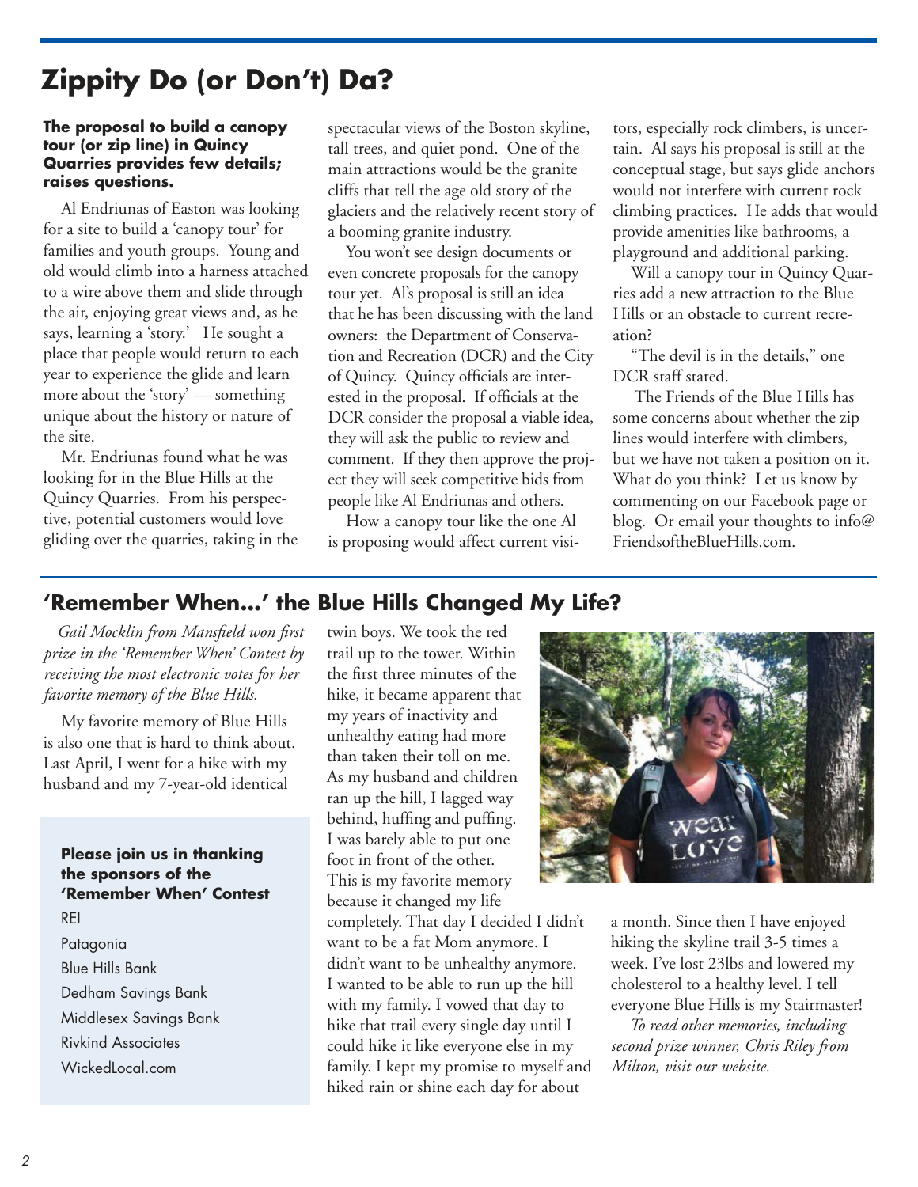# Zippity Do (or Don't) Da?

**The proposal to build a canopy tour (or zip line) in Quincy Quarries provides few details; raises questions.**

Al Endriunas of Easton was looking for a site to build a 'canopy tour' for families and youth groups. Young and old would climb into a harness attached to a wire above them and slide through the air, enjoying great views and, as he says, learning a 'story.' He sought a place that people would return to each year to experience the glide and learn more about the 'story' — something unique about the history or nature of the site.

Mr. Endriunas found what he was looking for in the Blue Hills at the Quincy Quarries. From his perspective, potential customers would love gliding over the quarries, taking in the spectacular views of the Boston skyline, tall trees, and quiet pond. One of the main attractions would be the granite cliffs that tell the age old story of the glaciers and the relatively recent story of a booming granite industry.

You won't see design documents or even concrete proposals for the canopy tour yet. Al's proposal is still an idea that he has been discussing with the land owners: the Department of Conservation and Recreation (DCR) and the City of Quincy. Quincy officials are interested in the proposal. If officials at the DCR consider the proposal a viable idea, they will ask the public to review and comment. If they then approve the project they will seek competitive bids from people like Al Endriunas and others.

How a canopy tour like the one Al is proposing would affect current visitors, especially rock climbers, is uncertain. Al says his proposal is still at the conceptual stage, but says glide anchors would not interfere with current rock climbing practices. He adds that would provide amenities like bathrooms, a playground and additional parking.

Will a canopy tour in Quincy Quarries add a new attraction to the Blue Hills or an obstacle to current recreation?

"The devil is in the details," one DCR staff stated.

The Friends of the Blue Hills has some concerns about whether the zip lines would interfere with climbers, but we have not taken a position on it. What do you think? Let us know by commenting on our Facebook page or blog. Or email your thoughts to info@FriendsoftheBlueHills.com.

## 'Remember When...' the Blue Hills Changed My Life?

*Gail Mocklin from Mansfield won first prize in the 'Remember When' Contest by receiving the most electronic votes for her favorite memory of the Blue Hills.*

My favorite memory of Blue Hills is also one that is hard to think about. Last April, I went for a hike with my husband and my 7-year-old identical twin boys. We took the red trail up to the tower. Within the first three minutes of the hike, it became apparent that my years of inactivity and unhealthy eating had more than taken their toll on me. As my husband and children ran up the hill, I lagged way behind, huffing and puffing. I was barely able to put one foot in front of the other. This is my favorite memory because it changed my life completely. That day I decided I didn't want to be a fat Mom anymore. I didn't want to be unhealthy anymore. I wanted to be able to run up the hill with my family. I vowed that day to hike that trail every single day until I could hike it like everyone else in my family. I kept my promise to myself and hiked rain or shine each day for about a month. Since then I have enjoyed hiking the skyline trail 3-5 times a week. I've lost 23lbs and lowered my cholesterol to a healthy level. I tell everyone Blue Hills is my Stairmaster!

*To read other memories, including second prize winner, Chris Riley from Milton, visit our website.*

**Please join us in thanking the sponsors of the 'Remember When' Contest**

REI
Patagonia
Blue Hills Bank
Dedham Savings Bank
Middlesex Savings Bank
Rivkind Associates
WickedLocal.com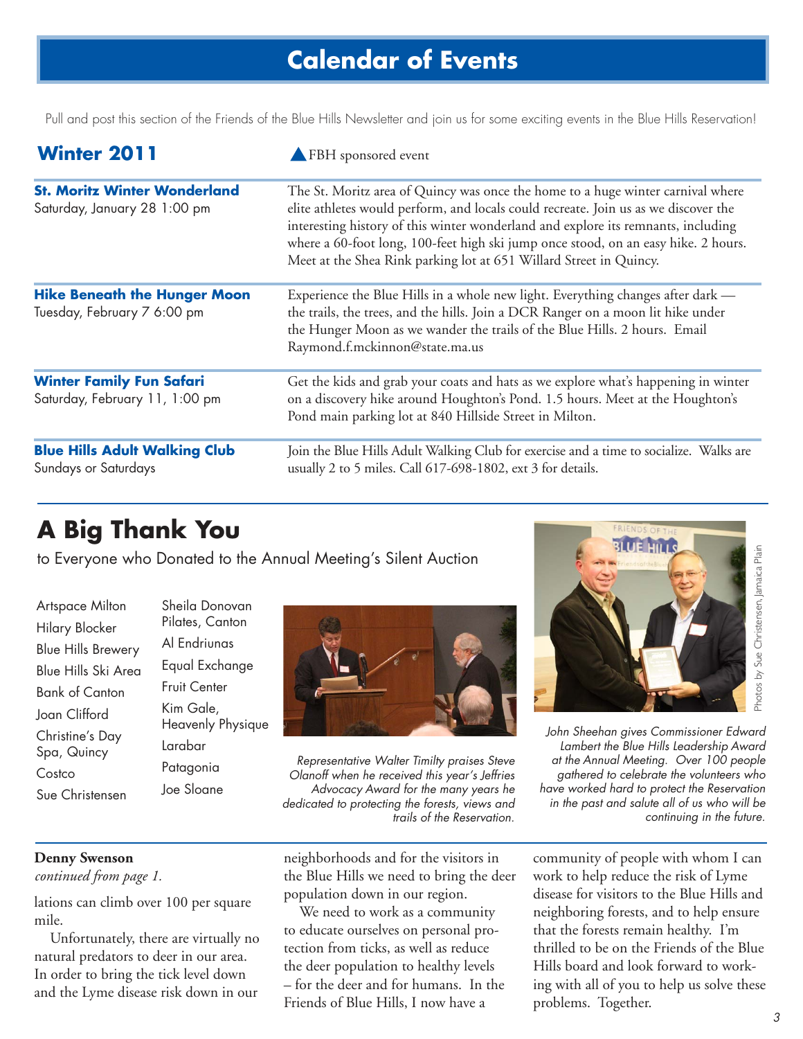# Calendar of Events

Pull and post this section of the Friends of the Blue Hills Newsletter and join us for some exciting events in the Blue Hills Reservation!

## Winter 2011

▲ FBH sponsored event

**St. Moritz Winter Wonderland**
Saturday, January 28 1:00 pm

The St. Moritz area of Quincy was once the home to a huge winter carnival where elite athletes would perform, and locals could recreate. Join us as we discover the interesting history of this winter wonderland and explore its remnants, including where a 60-foot long, 100-feet high ski jump once stood, on an easy hike. 2 hours. Meet at the Shea Rink parking lot at 651 Willard Street in Quincy.

**Hike Beneath the Hunger Moon**
Tuesday, February 7 6:00 pm

Experience the Blue Hills in a whole new light. Everything changes after dark — the trails, the trees, and the hills. Join a DCR Ranger on a moon lit hike under the Hunger Moon as we wander the trails of the Blue Hills. 2 hours. Email Raymond.f.mckinnon@state.ma.us

**Winter Family Fun Safari**
Saturday, February 11, 1:00 pm

Get the kids and grab your coats and hats as we explore what's happening in winter on a discovery hike around Houghton's Pond. 1.5 hours. Meet at the Houghton's Pond main parking lot at 840 Hillside Street in Milton.

**Blue Hills Adult Walking Club**
Sundays or Saturdays

Join the Blue Hills Adult Walking Club for exercise and a time to socialize. Walks are usually 2 to 5 miles. Call 617-698-1802, ext 3 for details.

# A Big Thank You

to Everyone who Donated to the Annual Meeting's Silent Auction

- Artspace Milton
- Hilary Blocker
- Blue Hills Brewery
- Blue Hills Ski Area
- Bank of Canton
- Joan Clifford
- Christine's Day Spa, Quincy
- Costco
- Sue Christensen
- Sheila Donovan Pilates, Canton
- Al Endriunas
- Equal Exchange
- Fruit Center
- Kim Gale, Heavenly Physique
- Larabar
- Patagonia
- Joe Sloane

*Representative Walter Timilty praises Steve Olanoff when he received this year's Jeffries Advocacy Award for the many years he dedicated to protecting the forests, views and trails of the Reservation.*

*John Sheehan gives Commissioner Edward Lambert the Blue Hills Leadership Award at the Annual Meeting. Over 100 people gathered to celebrate the volunteers who have worked hard to protect the Reservation in the past and salute all of us who will be continuing in the future.*

Photos by Sue Christensen, Jamaica Plain

**Denny Swenson**
*continued from page 1.*

lations can climb over 100 per square mile.

Unfortunately, there are virtually no natural predators to deer in our area. In order to bring the tick level down and the Lyme disease risk down in our neighborhoods and for the visitors in the Blue Hills we need to bring the deer population down in our region.

We need to work as a community to educate ourselves on personal protection from ticks, as well as reduce the deer population to healthy levels – for the deer and for humans. In the Friends of Blue Hills, I now have a community of people with whom I can work to help reduce the risk of Lyme disease for visitors to the Blue Hills and neighboring forests, and to help ensure that the forests remain healthy. I'm thrilled to be on the Friends of the Blue Hills board and look forward to working with all of you to help us solve these problems. Together.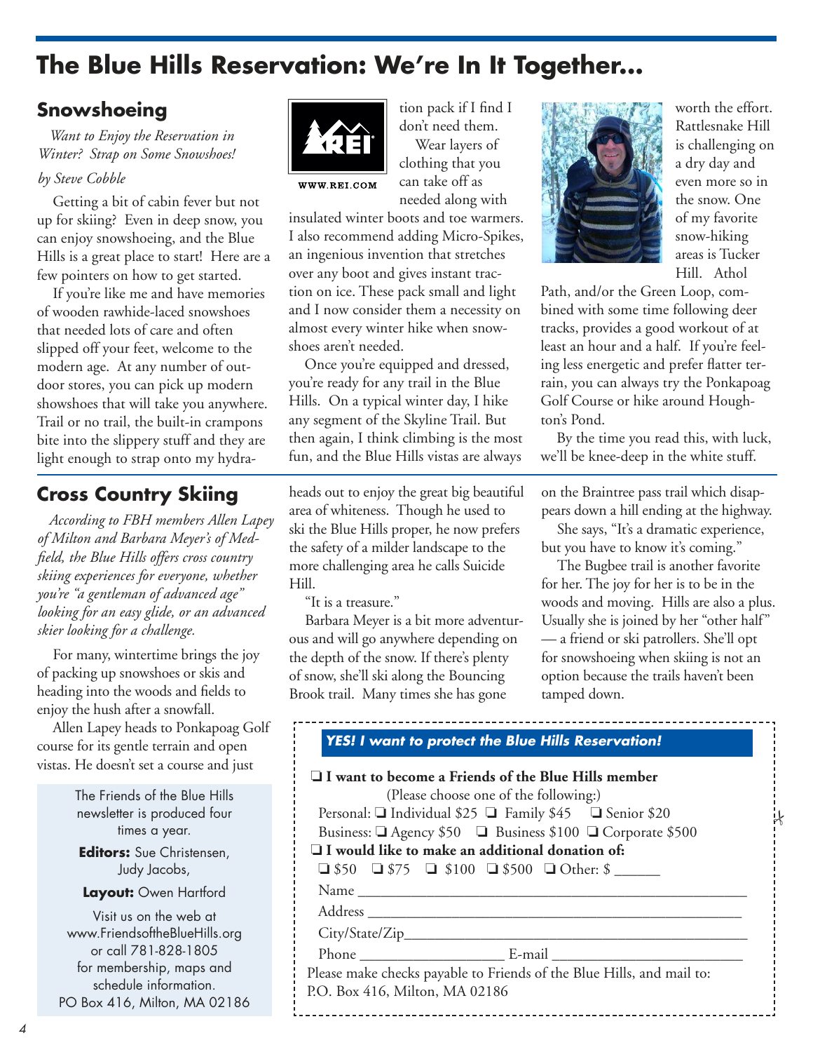# The Blue Hills Reservation: We're In It Together...

## Snowshoeing

*Want to Enjoy the Reservation in Winter? Strap on Some Snowshoes!*

*by Steve Cobble*

Getting a bit of cabin fever but not up for skiing? Even in deep snow, you can enjoy snowshoeing, and the Blue Hills is a great place to start! Here are a few pointers on how to get started.

If you're like me and have memories of wooden rawhide-laced snowshoes that needed lots of care and often slipped off your feet, welcome to the modern age. At any number of outdoor stores, you can pick up modern showshoes that will take you anywhere. Trail or no trail, the built-in crampons bite into the slippery stuff and they are light enough to strap onto my hydration pack if I find I don't need them.

WWW.REI.COM

Wear layers of clothing that you can take off as needed along with insulated winter boots and toe warmers. I also recommend adding Micro-Spikes, an ingenious invention that stretches over any boot and gives instant traction on ice. These pack small and light and I now consider them a necessity on almost every winter hike when snowshoes aren't needed.

Once you're equipped and dressed, you're ready for any trail in the Blue Hills. On a typical winter day, I hike any segment of the Skyline Trail. But then again, I think climbing is the most fun, and the Blue Hills vistas are always worth the effort. Rattlesnake Hill is challenging on a dry day and even more so in the snow. One of my favorite snow-hiking areas is Tucker Hill. Athol Path, and/or the Green Loop, combined with some time following deer tracks, provides a good workout of at least an hour and a half. If you're feeling less energetic and prefer flatter terrain, you can always try the Ponkapoag Golf Course or hike around Houghton's Pond.

By the time you read this, with luck, we'll be knee-deep in the white stuff.

## Cross Country Skiing

*According to FBH members Allen Lapey of Milton and Barbara Meyer's of Medfield, the Blue Hills offers cross country skiing experiences for everyone, whether you're "a gentleman of advanced age" looking for an easy glide, or an advanced skier looking for a challenge.*

For many, wintertime brings the joy of packing up snowshoes or skis and heading into the woods and fields to enjoy the hush after a snowfall.

Allen Lapey heads to Ponkapoag Golf course for its gentle terrain and open vistas. He doesn't set a course and just heads out to enjoy the great big beautiful area of whiteness. Though he used to ski the Blue Hills proper, he now prefers the safety of a milder landscape to the more challenging area he calls Suicide Hill.

"It is a treasure."

Barbara Meyer is a bit more adventurous and will go anywhere depending on the depth of the snow. If there's plenty of snow, she'll ski along the Bouncing Brook trail. Many times she has gone on the Braintree pass trail which disappears down a hill ending at the highway.

She says, "It's a dramatic experience, but you have to know it's coming."

The Bugbee trail is another favorite for her. The joy for her is to be in the woods and moving. Hills are also a plus. Usually she is joined by her "other half" — a friend or ski patrollers. She'll opt for snowshoeing when skiing is not an option because the trails haven't been tamped down.

---

The Friends of the Blue Hills newsletter is produced four times a year.

**Editors:** Sue Christensen, Judy Jacobs,

**Layout:** Owen Hartford

Visit us on the web at www.FriendsoftheBlueHills.org or call 781-828-1805 for membership, maps and schedule information.
PO Box 416, Milton, MA 02186

---

***YES! I want to protect the Blue Hills Reservation!***

❑ **I want to become a Friends of the Blue Hills member**
(Please choose one of the following:)
Personal: ❑ Individual $25 ❑ Family $45 ❑ Senior $20
Business: ❑ Agency $50 ❑ Business $100 ❑ Corporate $500

❑ **I would like to make an additional donation of:**
❑ $50 ❑ $75 ❑ $100 ❑ $500 ❑ Other: $ ______

Name ____________________________________________

Address __________________________________________

City/State/Zip_______________________________________

Phone ___________________ E-mail ____________________

Please make checks payable to Friends of the Blue Hills, and mail to:
P.O. Box 416, Milton, MA 02186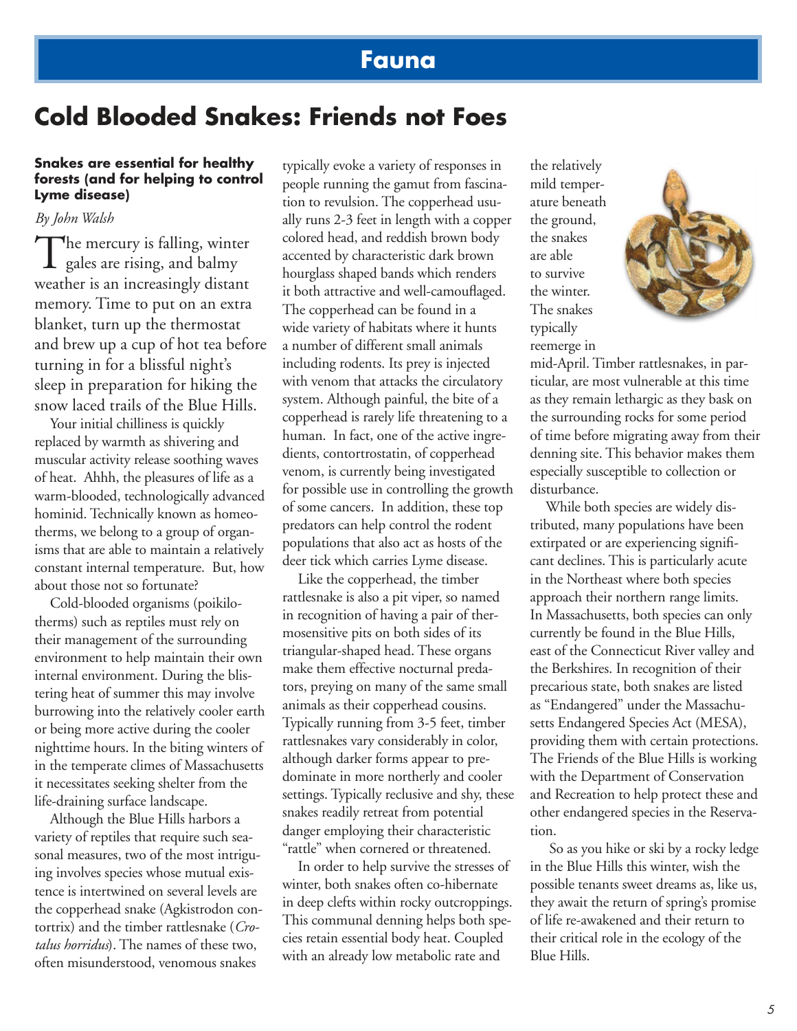# Fauna

## Cold Blooded Snakes: Friends not Foes

**Snakes are essential for healthy forests (and for helping to control Lyme disease)**

*By John Walsh*

The mercury is falling, winter gales are rising, and balmy weather is an increasingly distant memory. Time to put on an extra blanket, turn up the thermostat and brew up a cup of hot tea before turning in for a blissful night's sleep in preparation for hiking the snow laced trails of the Blue Hills.

Your initial chilliness is quickly replaced by warmth as shivering and muscular activity release soothing waves of heat. Ahhh, the pleasures of life as a warm-blooded, technologically advanced hominid. Technically known as homeotherms, we belong to a group of organisms that are able to maintain a relatively constant internal temperature. But, how about those not so fortunate?

Cold-blooded organisms (poikilotherms) such as reptiles must rely on their management of the surrounding environment to help maintain their own internal environment. During the blistering heat of summer this may involve burrowing into the relatively cooler earth or being more active during the cooler nighttime hours. In the biting winters of in the temperate climes of Massachusetts it necessitates seeking shelter from the life-draining surface landscape.

Although the Blue Hills harbors a variety of reptiles that require such seasonal measures, two of the most intriguing involves species whose mutual existence is intertwined on several levels are the copperhead snake (Agkistrodon contortrix) and the timber rattlesnake (*Crotalus horridus*). The names of these two, often misunderstood, venomous snakes typically evoke a variety of responses in people running the gamut from fascination to revulsion. The copperhead usually runs 2-3 feet in length with a copper colored head, and reddish brown body accented by characteristic dark brown hourglass shaped bands which renders it both attractive and well-camouflaged. The copperhead can be found in a wide variety of habitats where it hunts a number of different small animals including rodents. Its prey is injected with venom that attacks the circulatory system. Although painful, the bite of a copperhead is rarely life threatening to a human. In fact, one of the active ingredients, contortrostatin, of copperhead venom, is currently being investigated for possible use in controlling the growth of some cancers. In addition, these top predators can help control the rodent populations that also act as hosts of the deer tick which carries Lyme disease.

Like the copperhead, the timber rattlesnake is also a pit viper, so named in recognition of having a pair of thermosensitive pits on both sides of its triangular-shaped head. These organs make them effective nocturnal predators, preying on many of the same small animals as their copperhead cousins. Typically running from 3-5 feet, timber rattlesnakes vary considerably in color, although darker forms appear to predominate in more northerly and cooler settings. Typically reclusive and shy, these snakes readily retreat from potential danger employing their characteristic "rattle" when cornered or threatened.

In order to help survive the stresses of winter, both snakes often co-hibernate in deep clefts within rocky outcroppings. This communal denning helps both species retain essential body heat. Coupled with an already low metabolic rate and the relatively mild temperature beneath the ground, the snakes are able to survive the winter. The snakes typically reemerge in mid-April. Timber rattlesnakes, in particular, are most vulnerable at this time as they remain lethargic as they bask on the surrounding rocks for some period of time before migrating away from their denning site. This behavior makes them especially susceptible to collection or disturbance.

While both species are widely distributed, many populations have been extirpated or are experiencing significant declines. This is particularly acute in the Northeast where both species approach their northern range limits. In Massachusetts, both species can only currently be found in the Blue Hills, east of the Connecticut River valley and the Berkshires. In recognition of their precarious state, both snakes are listed as "Endangered" under the Massachusetts Endangered Species Act (MESA), providing them with certain protections. The Friends of the Blue Hills is working with the Department of Conservation and Recreation to help protect these and other endangered species in the Reservation.

So as you hike or ski by a rocky ledge in the Blue Hills this winter, wish the possible tenants sweet dreams as, like us, they await the return of spring's promise of life re-awakened and their return to their critical role in the ecology of the Blue Hills.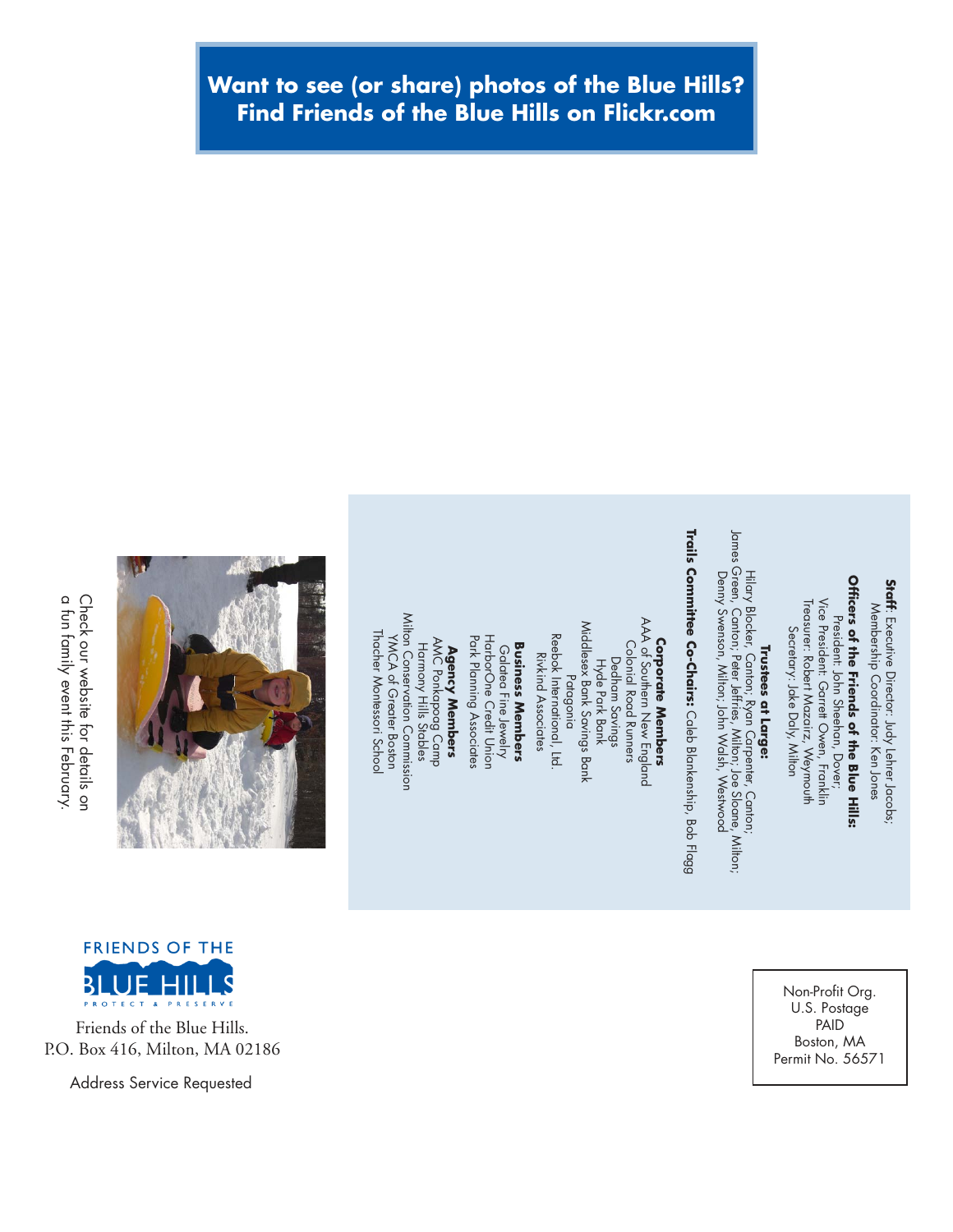**Want to see (or share) photos of the Blue Hills?**
**Find Friends of the Blue Hills on Flickr.com**

**Staff**: Executive Director: Judy Lehrer Jacobs; Membership Coordinator: Ken Jones

**Officers of the Friends of the Blue Hills:**
President: John Sheehan, Dover;
Vice President: Garrett Owen, Franklin
Treasurer: Robert Mazairz, Weymouth
Secretary: Jake Daly, Milton

**Trustees at Large:**
Hilary Blocker, Canton; Ryan Carpenter, Canton; James Green, Canton; Peter Jeffries, Milton; Joe Sloane, Milton; Denny Swenson, Milton; John Walsh, Westwood

**Trails Committee Co-Chairs:** Caleb Blankenship, Bob Flagg

**Corporate Members**
AAA of Southern New England
Colonial Road Runners
Dedham Savings
Hyde Park Bank
Middlesex Bank Savings Bank
Patagonia
Reebok International, Ltd.
Rivkind Associates

**Business Members**
Galatea Fine Jewelry
HarborOne Credit Union
Park Planning Associates

**Agency Members**
AMC Ponkapoag Camp
Harmony Hills Stables
Milton Conservation Commission
YMCA of Greater Boston
Thacher Montessori School

Check our website for details on a fun family event this February.

FRIENDS OF THE BLUE HILLS
PROTECT & PRESERVE

Friends of the Blue Hills.
P.O. Box 416, Milton, MA 02186

Address Service Requested

Non-Profit Org.
U.S. Postage
PAID
Boston, MA
Permit No. 56571